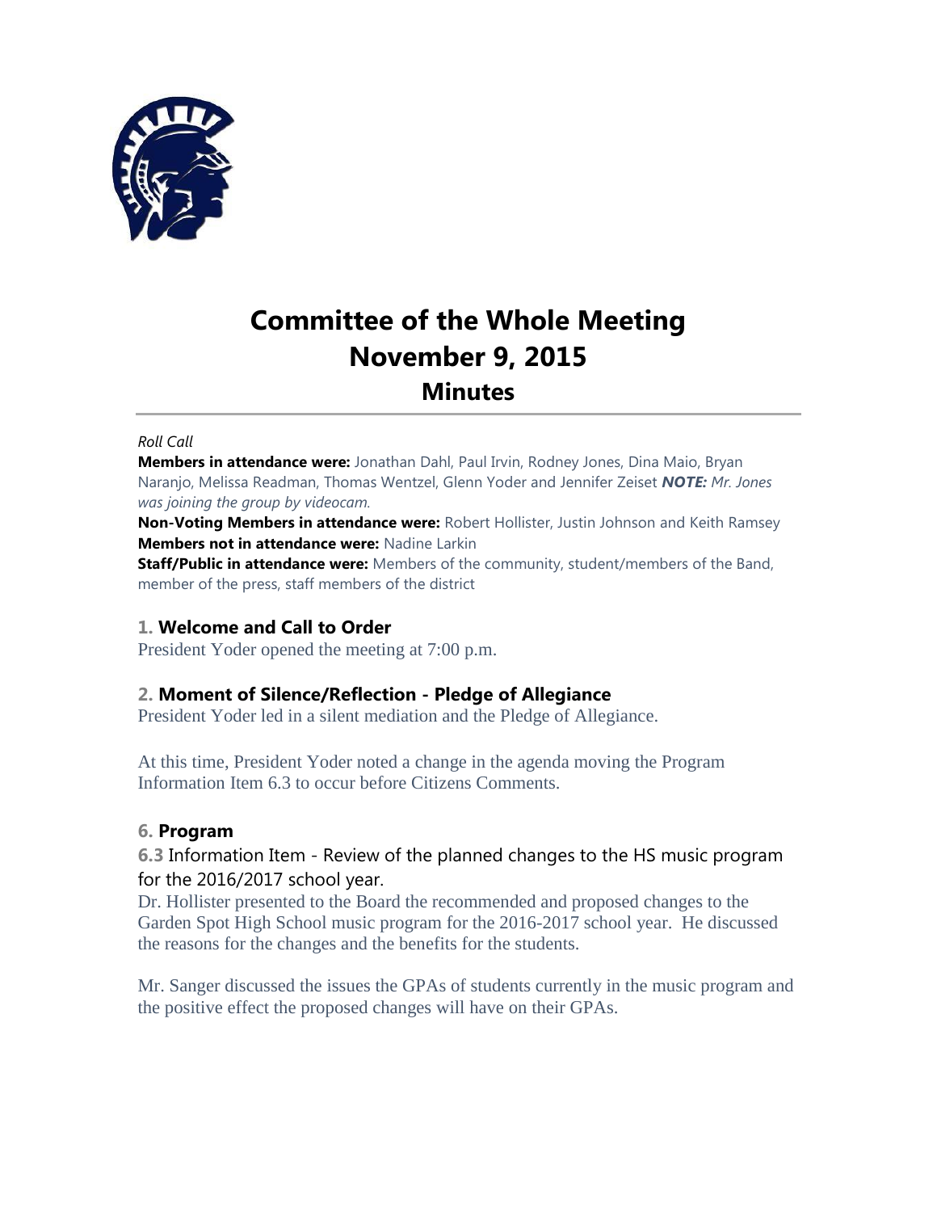# Committee of the Whole Meeting
# November 9, 2015
## Minutes

*Roll Call*

**Members in attendance were:** Jonathan Dahl, Paul Irvin, Rodney Jones, Dina Maio, Bryan Naranjo, Melissa Readman, Thomas Wentzel, Glenn Yoder and Jennifer Zeiset ***NOTE:*** *Mr. Jones was joining the group by videocam.*

**Non-Voting Members in attendance were:** Robert Hollister, Justin Johnson and Keith Ramsey

**Members not in attendance were:** Nadine Larkin

**Staff/Public in attendance were:** Members of the community, student/members of the Band, member of the press, staff members of the district

### 1. Welcome and Call to Order

President Yoder opened the meeting at 7:00 p.m.

### 2. Moment of Silence/Reflection - Pledge of Allegiance

President Yoder led in a silent mediation and the Pledge of Allegiance.

At this time, President Yoder noted a change in the agenda moving the Program Information Item 6.3 to occur before Citizens Comments.

### 6. Program

**6.3** Information Item - Review of the planned changes to the HS music program for the 2016/2017 school year.

Dr. Hollister presented to the Board the recommended and proposed changes to the Garden Spot High School music program for the 2016-2017 school year. He discussed the reasons for the changes and the benefits for the students.

Mr. Sanger discussed the issues the GPAs of students currently in the music program and the positive effect the proposed changes will have on their GPAs.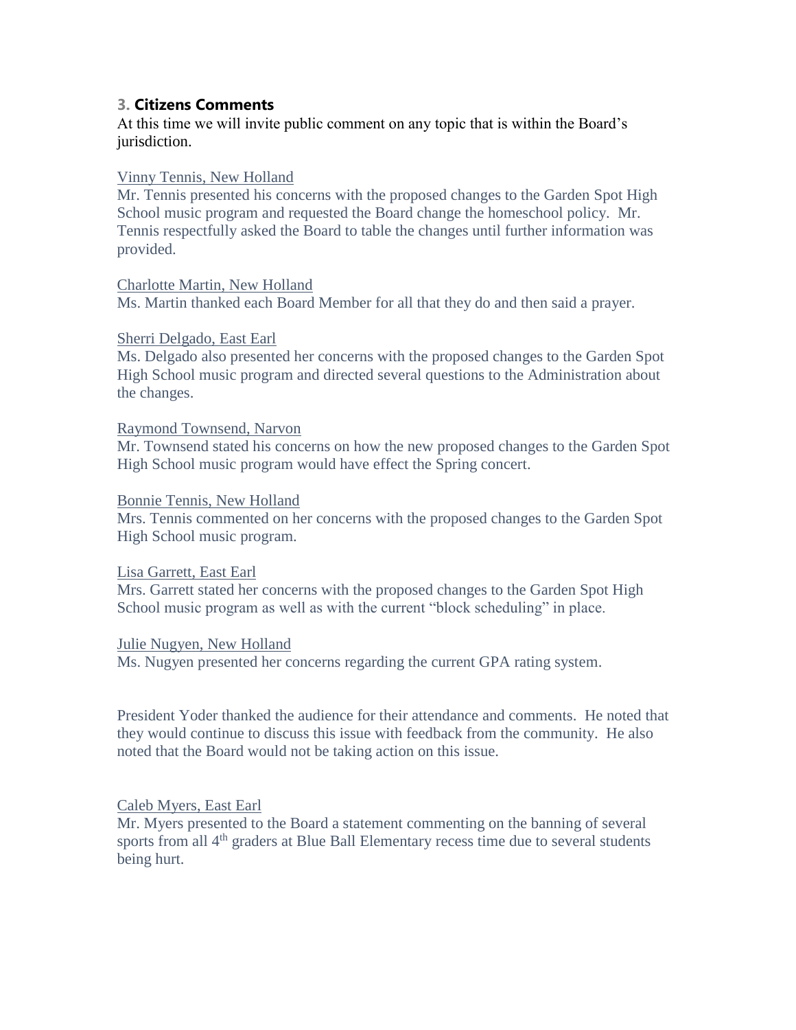## 3. Citizens Comments

At this time we will invite public comment on any topic that is within the Board's jurisdiction.

Vinny Tennis, New Holland
Mr. Tennis presented his concerns with the proposed changes to the Garden Spot High School music program and requested the Board change the homeschool policy. Mr. Tennis respectfully asked the Board to table the changes until further information was provided.

Charlotte Martin, New Holland
Ms. Martin thanked each Board Member for all that they do and then said a prayer.

Sherri Delgado, East Earl
Ms. Delgado also presented her concerns with the proposed changes to the Garden Spot High School music program and directed several questions to the Administration about the changes.

Raymond Townsend, Narvon
Mr. Townsend stated his concerns on how the new proposed changes to the Garden Spot High School music program would have effect the Spring concert.

Bonnie Tennis, New Holland
Mrs. Tennis commented on her concerns with the proposed changes to the Garden Spot High School music program.

Lisa Garrett, East Earl
Mrs. Garrett stated her concerns with the proposed changes to the Garden Spot High School music program as well as with the current "block scheduling" in place.

Julie Nugyen, New Holland
Ms. Nugyen presented her concerns regarding the current GPA rating system.

President Yoder thanked the audience for their attendance and comments. He noted that they would continue to discuss this issue with feedback from the community. He also noted that the Board would not be taking action on this issue.

Caleb Myers, East Earl
Mr. Myers presented to the Board a statement commenting on the banning of several sports from all 4th graders at Blue Ball Elementary recess time due to several students being hurt.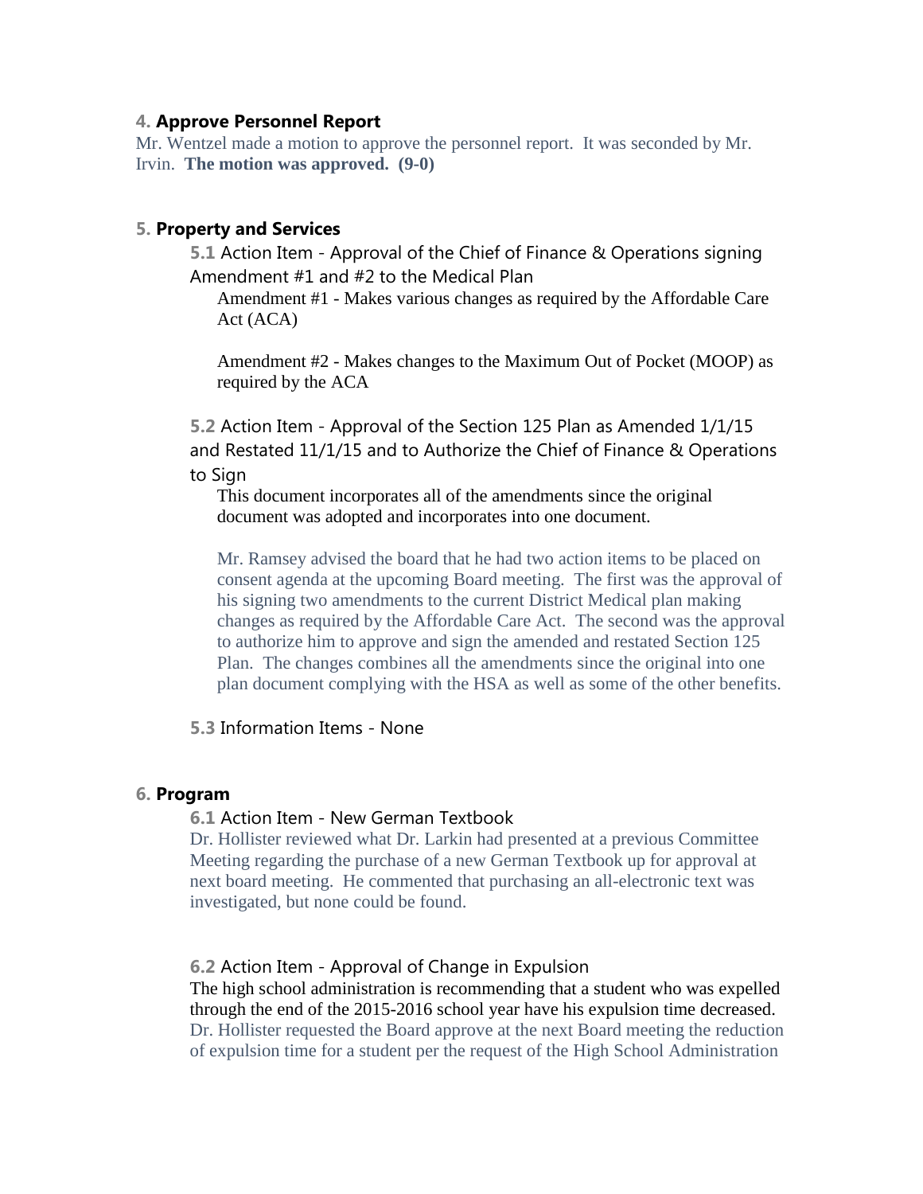## 4. Approve Personnel Report

Mr. Wentzel made a motion to approve the personnel report. It was seconded by Mr. Irvin. **The motion was approved. (9-0)**

## 5. Property and Services

### 5.1 Action Item - Approval of the Chief of Finance & Operations signing Amendment #1 and #2 to the Medical Plan

Amendment #1 - Makes various changes as required by the Affordable Care Act (ACA)

Amendment #2 - Makes changes to the Maximum Out of Pocket (MOOP) as required by the ACA

### 5.2 Action Item - Approval of the Section 125 Plan as Amended 1/1/15 and Restated 11/1/15 and to Authorize the Chief of Finance & Operations to Sign

This document incorporates all of the amendments since the original document was adopted and incorporates into one document.

Mr. Ramsey advised the board that he had two action items to be placed on consent agenda at the upcoming Board meeting. The first was the approval of his signing two amendments to the current District Medical plan making changes as required by the Affordable Care Act. The second was the approval to authorize him to approve and sign the amended and restated Section 125 Plan. The changes combines all the amendments since the original into one plan document complying with the HSA as well as some of the other benefits.

### 5.3 Information Items - None

## 6. Program

### 6.1 Action Item - New German Textbook

Dr. Hollister reviewed what Dr. Larkin had presented at a previous Committee Meeting regarding the purchase of a new German Textbook up for approval at next board meeting. He commented that purchasing an all-electronic text was investigated, but none could be found.

### 6.2 Action Item - Approval of Change in Expulsion

The high school administration is recommending that a student who was expelled through the end of the 2015-2016 school year have his expulsion time decreased. Dr. Hollister requested the Board approve at the next Board meeting the reduction of expulsion time for a student per the request of the High School Administration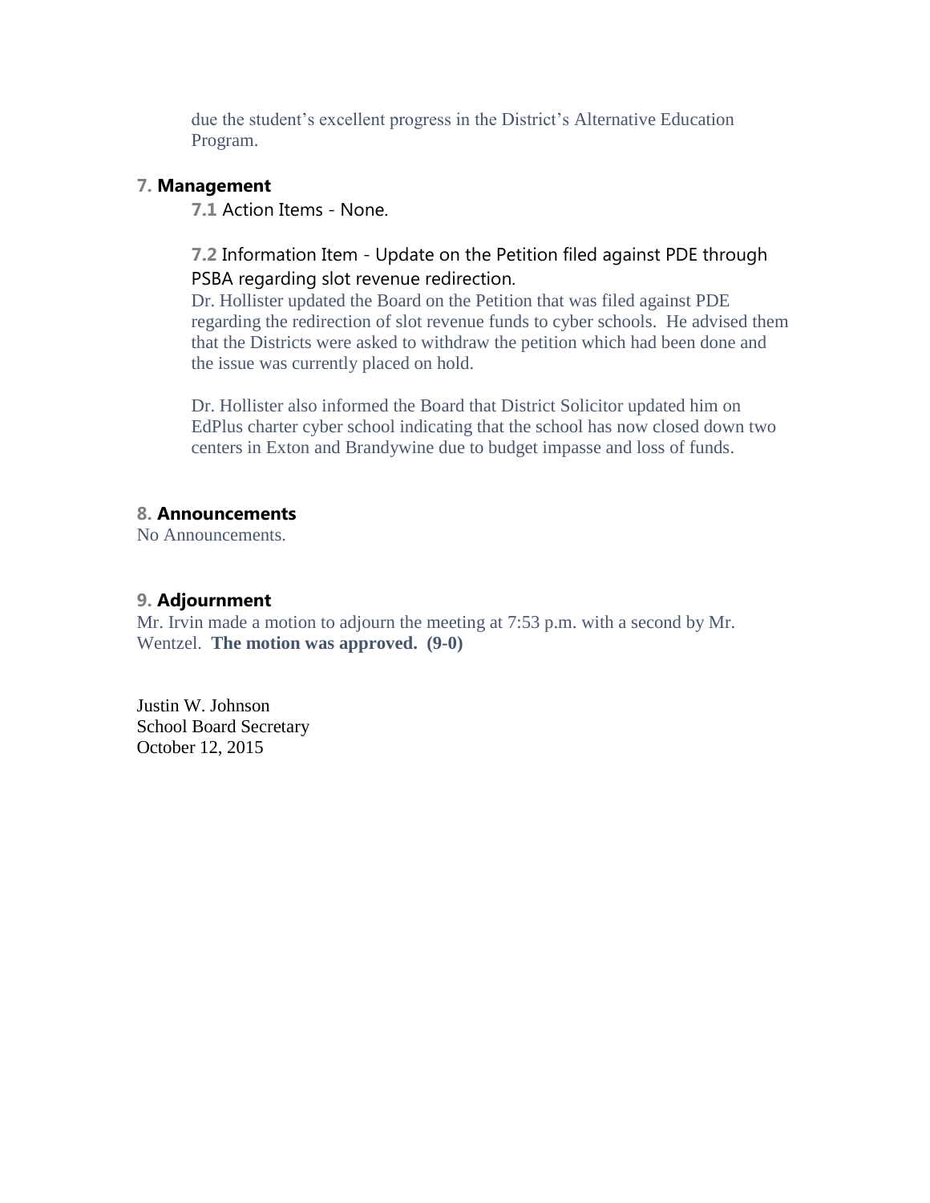due the student's excellent progress in the District's Alternative Education Program.

## 7. Management

**7.1** Action Items - None.

**7.2** Information Item - Update on the Petition filed against PDE through PSBA regarding slot revenue redirection.

Dr. Hollister updated the Board on the Petition that was filed against PDE regarding the redirection of slot revenue funds to cyber schools. He advised them that the Districts were asked to withdraw the petition which had been done and the issue was currently placed on hold.

Dr. Hollister also informed the Board that District Solicitor updated him on EdPlus charter cyber school indicating that the school has now closed down two centers in Exton and Brandywine due to budget impasse and loss of funds.

## 8. Announcements

No Announcements.

## 9. Adjournment

Mr. Irvin made a motion to adjourn the meeting at 7:53 p.m. with a second by Mr. Wentzel. **The motion was approved. (9-0)**

Justin W. Johnson  
School Board Secretary  
October 12, 2015